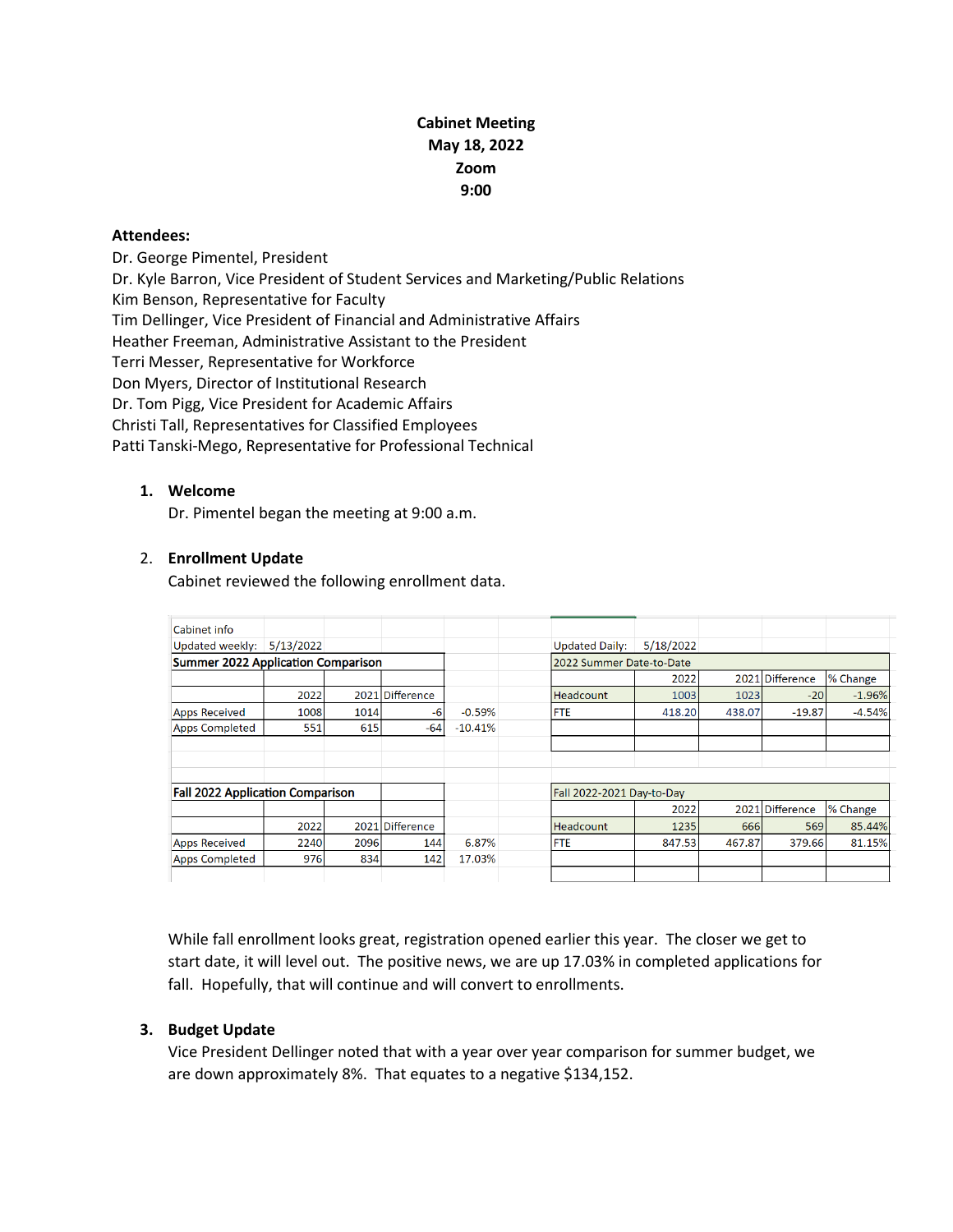**Cabinet Meeting**
**May 18, 2022**
**Zoom**
**9:00**

**Attendees:**
Dr. George Pimentel, President
Dr. Kyle Barron, Vice President of Student Services and Marketing/Public Relations
Kim Benson, Representative for Faculty
Tim Dellinger, Vice President of Financial and Administrative Affairs
Heather Freeman, Administrative Assistant to the President
Terri Messer, Representative for Workforce
Don Myers, Director of Institutional Research
Dr. Tom Pigg, Vice President for Academic Affairs
Christi Tall, Representatives for Classified Employees
Patti Tanski-Mego, Representative for Professional Technical

1. **Welcome**
   Dr. Pimentel began the meeting at 9:00 a.m.

2. **Enrollment Update**
   Cabinet reviewed the following enrollment data.

Cabinet info
Updated weekly: 5/13/2022

**Summer 2022 Application Comparison**

| | 2022 | 2021 | Difference | |
|---|---|---|---|---|
| Apps Received | 1008 | 1014 | -6 | -0.59% |
| Apps Completed | 551 | 615 | -64 | -10.41% |

**Fall 2022 Application Comparison**

| | 2022 | 2021 | Difference | |
|---|---|---|---|---|
| Apps Received | 2240 | 2096 | 144 | 6.87% |
| Apps Completed | 976 | 834 | 142 | 17.03% |

Updated Daily: 5/18/2022

2022 Summer Date-to-Date

| | 2022 | 2021 | Difference | % Change |
|---|---|---|---|---|
| Headcount | 1003 | 1023 | -20 | -1.96% |
| FTE | 418.20 | 438.07 | -19.87 | -4.54% |

Fall 2022-2021 Day-to-Day

| | 2022 | 2021 | Difference | % Change |
|---|---|---|---|---|
| Headcount | 1235 | 666 | 569 | 85.44% |
| FTE | 847.53 | 467.87 | 379.66 | 81.15% |

While fall enrollment looks great, registration opened earlier this year. The closer we get to start date, it will level out. The positive news, we are up 17.03% in completed applications for fall. Hopefully, that will continue and will convert to enrollments.

3. **Budget Update**
   Vice President Dellinger noted that with a year over year comparison for summer budget, we are down approximately 8%. That equates to a negative $134,152.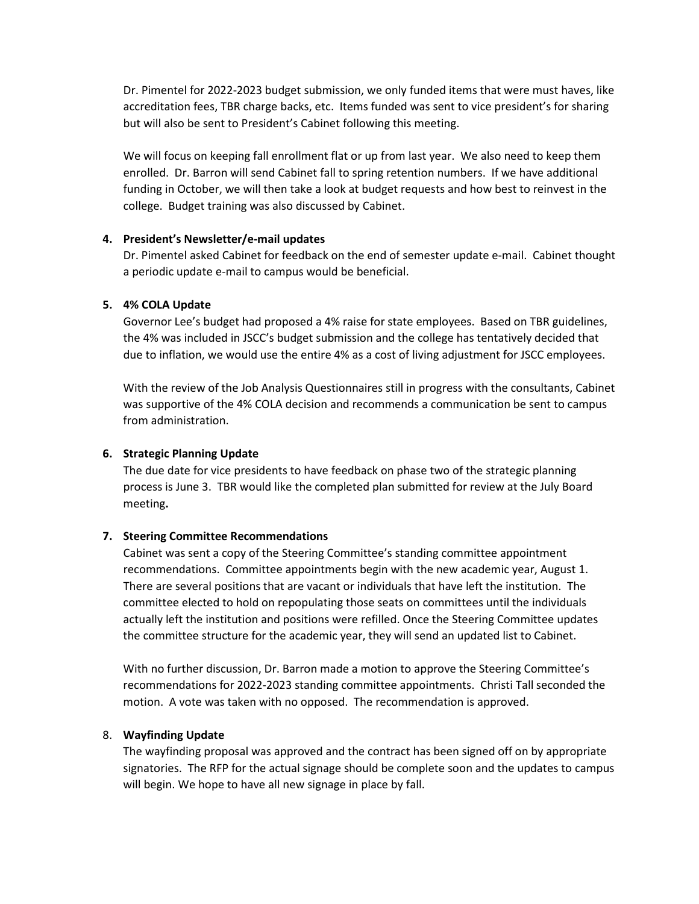Dr. Pimentel for 2022-2023 budget submission, we only funded items that were must haves, like accreditation fees, TBR charge backs, etc. Items funded was sent to vice president's for sharing but will also be sent to President's Cabinet following this meeting.

We will focus on keeping fall enrollment flat or up from last year. We also need to keep them enrolled. Dr. Barron will send Cabinet fall to spring retention numbers. If we have additional funding in October, we will then take a look at budget requests and how best to reinvest in the college. Budget training was also discussed by Cabinet.

4. **President's Newsletter/e-mail updates**
   Dr. Pimentel asked Cabinet for feedback on the end of semester update e-mail. Cabinet thought a periodic update e-mail to campus would be beneficial.

5. **4% COLA Update**
   Governor Lee's budget had proposed a 4% raise for state employees. Based on TBR guidelines, the 4% was included in JSCC's budget submission and the college has tentatively decided that due to inflation, we would use the entire 4% as a cost of living adjustment for JSCC employees.

   With the review of the Job Analysis Questionnaires still in progress with the consultants, Cabinet was supportive of the 4% COLA decision and recommends a communication be sent to campus from administration.

6. **Strategic Planning Update**
   The due date for vice presidents to have feedback on phase two of the strategic planning process is June 3. TBR would like the completed plan submitted for review at the July Board meeting**.**

7. **Steering Committee Recommendations**
   Cabinet was sent a copy of the Steering Committee's standing committee appointment recommendations. Committee appointments begin with the new academic year, August 1. There are several positions that are vacant or individuals that have left the institution. The committee elected to hold on repopulating those seats on committees until the individuals actually left the institution and positions were refilled. Once the Steering Committee updates the committee structure for the academic year, they will send an updated list to Cabinet.

   With no further discussion, Dr. Barron made a motion to approve the Steering Committee's recommendations for 2022-2023 standing committee appointments. Christi Tall seconded the motion. A vote was taken with no opposed. The recommendation is approved.

8. **Wayfinding Update**
   The wayfinding proposal was approved and the contract has been signed off on by appropriate signatories. The RFP for the actual signage should be complete soon and the updates to campus will begin. We hope to have all new signage in place by fall.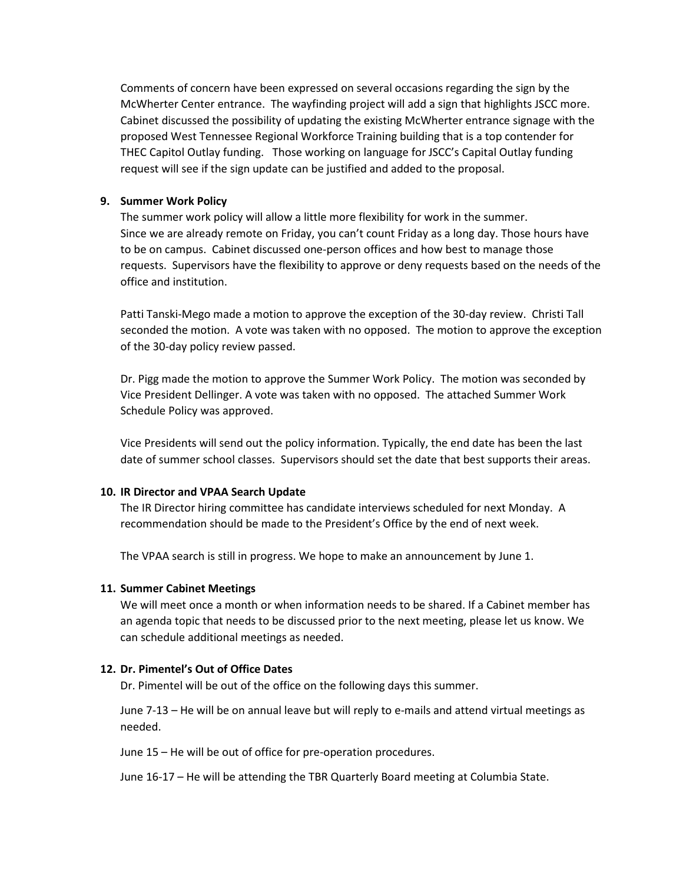Comments of concern have been expressed on several occasions regarding the sign by the McWherter Center entrance. The wayfinding project will add a sign that highlights JSCC more. Cabinet discussed the possibility of updating the existing McWherter entrance signage with the proposed West Tennessee Regional Workforce Training building that is a top contender for THEC Capitol Outlay funding. Those working on language for JSCC's Capital Outlay funding request will see if the sign update can be justified and added to the proposal.

**9. Summer Work Policy**

The summer work policy will allow a little more flexibility for work in the summer. Since we are already remote on Friday, you can't count Friday as a long day. Those hours have to be on campus. Cabinet discussed one-person offices and how best to manage those requests. Supervisors have the flexibility to approve or deny requests based on the needs of the office and institution.

Patti Tanski-Mego made a motion to approve the exception of the 30-day review. Christi Tall seconded the motion. A vote was taken with no opposed. The motion to approve the exception of the 30-day policy review passed.

Dr. Pigg made the motion to approve the Summer Work Policy. The motion was seconded by Vice President Dellinger. A vote was taken with no opposed. The attached Summer Work Schedule Policy was approved.

Vice Presidents will send out the policy information. Typically, the end date has been the last date of summer school classes. Supervisors should set the date that best supports their areas.

**10. IR Director and VPAA Search Update**

The IR Director hiring committee has candidate interviews scheduled for next Monday. A recommendation should be made to the President's Office by the end of next week.

The VPAA search is still in progress. We hope to make an announcement by June 1.

**11. Summer Cabinet Meetings**

We will meet once a month or when information needs to be shared. If a Cabinet member has an agenda topic that needs to be discussed prior to the next meeting, please let us know. We can schedule additional meetings as needed.

**12. Dr. Pimentel's Out of Office Dates**

Dr. Pimentel will be out of the office on the following days this summer.

June 7-13 – He will be on annual leave but will reply to e-mails and attend virtual meetings as needed.

June 15 – He will be out of office for pre-operation procedures.

June 16-17 – He will be attending the TBR Quarterly Board meeting at Columbia State.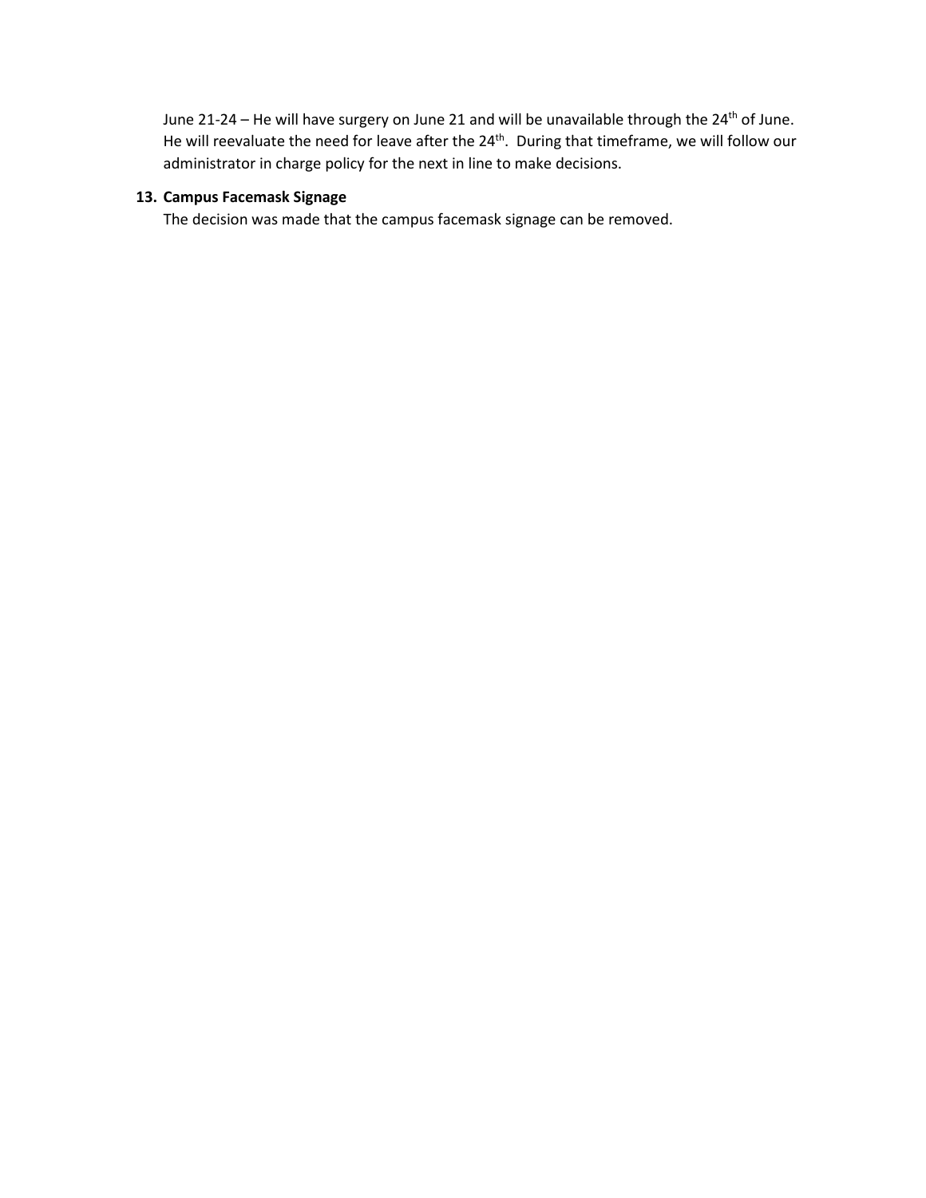June 21-24 – He will have surgery on June 21 and will be unavailable through the 24th of June. He will reevaluate the need for leave after the 24th. During that timeframe, we will follow our administrator in charge policy for the next in line to make decisions.

13. **Campus Facemask Signage**

The decision was made that the campus facemask signage can be removed.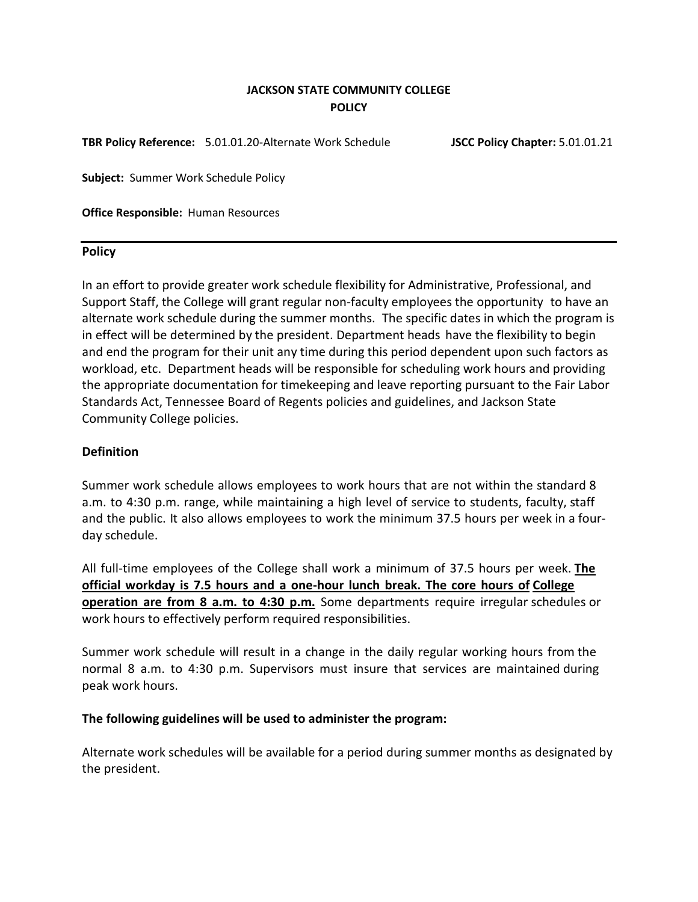**JACKSON STATE COMMUNITY COLLEGE**
**POLICY**

**TBR Policy Reference:** 5.01.01.20-Alternate Work Schedule **JSCC Policy Chapter:** 5.01.01.21

**Subject:** Summer Work Schedule Policy

**Office Responsible:** Human Resources

## Policy

In an effort to provide greater work schedule flexibility for Administrative, Professional, and Support Staff, the College will grant regular non-faculty employees the opportunity to have an alternate work schedule during the summer months. The specific dates in which the program is in effect will be determined by the president. Department heads have the flexibility to begin and end the program for their unit any time during this period dependent upon such factors as workload, etc. Department heads will be responsible for scheduling work hours and providing the appropriate documentation for timekeeping and leave reporting pursuant to the Fair Labor Standards Act, Tennessee Board of Regents policies and guidelines, and Jackson State Community College policies.

## Definition

Summer work schedule allows employees to work hours that are not within the standard 8 a.m. to 4:30 p.m. range, while maintaining a high level of service to students, faculty, staff and the public. It also allows employees to work the minimum 37.5 hours per week in a four-day schedule.

All full-time employees of the College shall work a minimum of 37.5 hours per week. **The official workday is 7.5 hours and a one-hour lunch break. The core hours of College operation are from 8 a.m. to 4:30 p.m.** Some departments require irregular schedules or work hours to effectively perform required responsibilities.

Summer work schedule will result in a change in the daily regular working hours from the normal 8 a.m. to 4:30 p.m. Supervisors must insure that services are maintained during peak work hours.

**The following guidelines will be used to administer the program:**

Alternate work schedules will be available for a period during summer months as designated by the president.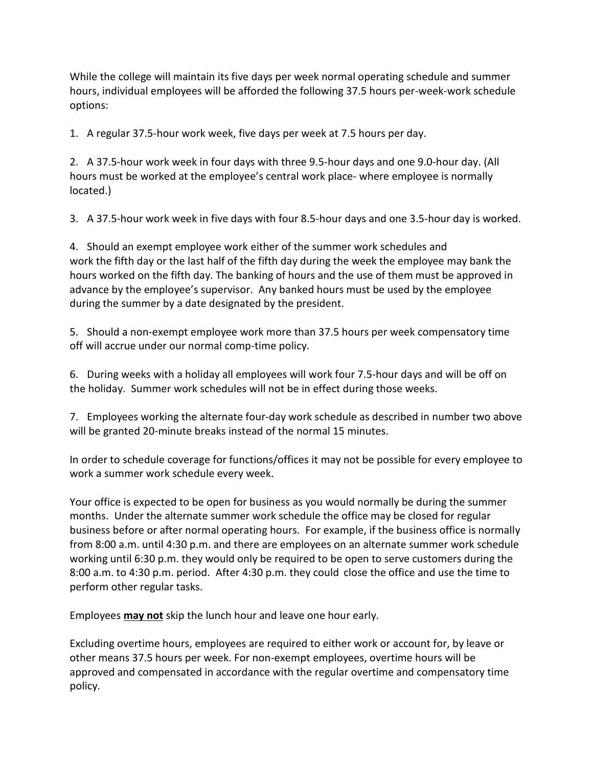While the college will maintain its five days per week normal operating schedule and summer hours, individual employees will be afforded the following 37.5 hours per-week-work schedule options:

1. A regular 37.5-hour work week, five days per week at 7.5 hours per day.

2. A 37.5-hour work week in four days with three 9.5-hour days and one 9.0-hour day. (All hours must be worked at the employee's central work place- where employee is normally located.)

3. A 37.5-hour work week in five days with four 8.5-hour days and one 3.5-hour day is worked.

4. Should an exempt employee work either of the summer work schedules and work the fifth day or the last half of the fifth day during the week the employee may bank the hours worked on the fifth day. The banking of hours and the use of them must be approved in advance by the employee's supervisor. Any banked hours must be used by the employee during the summer by a date designated by the president.

5. Should a non-exempt employee work more than 37.5 hours per week compensatory time off will accrue under our normal comp-time policy.

6. During weeks with a holiday all employees will work four 7.5-hour days and will be off on the holiday. Summer work schedules will not be in effect during those weeks.

7. Employees working the alternate four-day work schedule as described in number two above will be granted 20-minute breaks instead of the normal 15 minutes.

In order to schedule coverage for functions/offices it may not be possible for every employee to work a summer work schedule every week.

Your office is expected to be open for business as you would normally be during the summer months. Under the alternate summer work schedule the office may be closed for regular business before or after normal operating hours. For example, if the business office is normally from 8:00 a.m. until 4:30 p.m. and there are employees on an alternate summer work schedule working until 6:30 p.m. they would only be required to be open to serve customers during the 8:00 a.m. to 4:30 p.m. period. After 4:30 p.m. they could close the office and use the time to perform other regular tasks.

Employees **<u>may not</u>** skip the lunch hour and leave one hour early.

Excluding overtime hours, employees are required to either work or account for, by leave or other means 37.5 hours per week. For non-exempt employees, overtime hours will be approved and compensated in accordance with the regular overtime and compensatory time policy.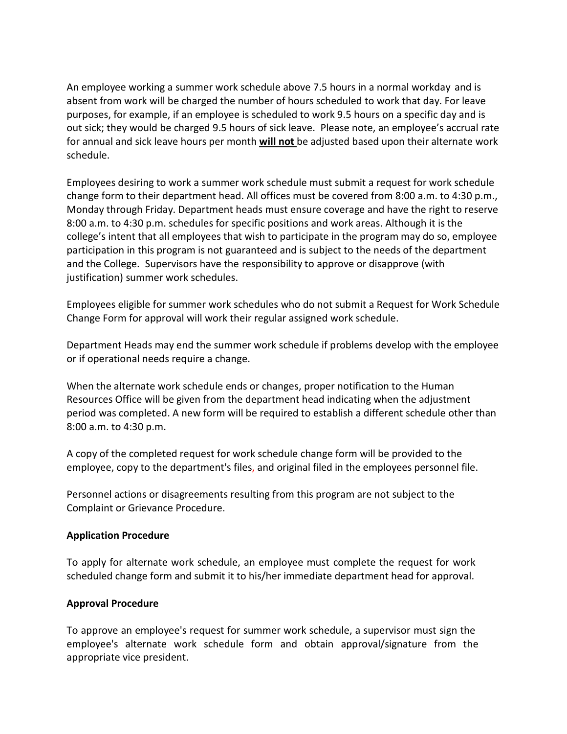An employee working a summer work schedule above 7.5 hours in a normal workday and is absent from work will be charged the number of hours scheduled to work that day. For leave purposes, for example, if an employee is scheduled to work 9.5 hours on a specific day and is out sick; they would be charged 9.5 hours of sick leave. Please note, an employee's accrual rate for annual and sick leave hours per month **will not** be adjusted based upon their alternate work schedule.

Employees desiring to work a summer work schedule must submit a request for work schedule change form to their department head. All offices must be covered from 8:00 a.m. to 4:30 p.m., Monday through Friday. Department heads must ensure coverage and have the right to reserve 8:00 a.m. to 4:30 p.m. schedules for specific positions and work areas. Although it is the college's intent that all employees that wish to participate in the program may do so, employee participation in this program is not guaranteed and is subject to the needs of the department and the College. Supervisors have the responsibility to approve or disapprove (with justification) summer work schedules.

Employees eligible for summer work schedules who do not submit a Request for Work Schedule Change Form for approval will work their regular assigned work schedule.

Department Heads may end the summer work schedule if problems develop with the employee or if operational needs require a change.

When the alternate work schedule ends or changes, proper notification to the Human Resources Office will be given from the department head indicating when the adjustment period was completed. A new form will be required to establish a different schedule other than 8:00 a.m. to 4:30 p.m.

A copy of the completed request for work schedule change form will be provided to the employee, copy to the department's files, and original filed in the employees personnel file.

Personnel actions or disagreements resulting from this program are not subject to the Complaint or Grievance Procedure.

**Application Procedure**

To apply for alternate work schedule, an employee must complete the request for work scheduled change form and submit it to his/her immediate department head for approval.

**Approval Procedure**

To approve an employee's request for summer work schedule, a supervisor must sign the employee's alternate work schedule form and obtain approval/signature from the appropriate vice president.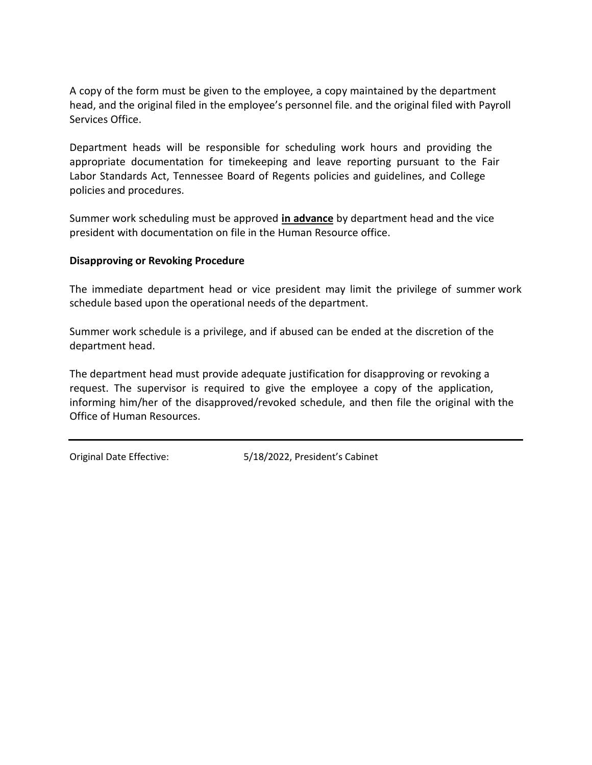A copy of the form must be given to the employee, a copy maintained by the department head, and the original filed in the employee's personnel file. and the original filed with Payroll Services Office.

Department heads will be responsible for scheduling work hours and providing the appropriate documentation for timekeeping and leave reporting pursuant to the Fair Labor Standards Act, Tennessee Board of Regents policies and guidelines, and College policies and procedures.

Summer work scheduling must be approved **in advance** by department head and the vice president with documentation on file in the Human Resource office.

**Disapproving or Revoking Procedure**

The immediate department head or vice president may limit the privilege of summer work schedule based upon the operational needs of the department.

Summer work schedule is a privilege, and if abused can be ended at the discretion of the department head.

The department head must provide adequate justification for disapproving or revoking a request. The supervisor is required to give the employee a copy of the application, informing him/her of the disapproved/revoked schedule, and then file the original with the Office of Human Resources.

---

Original Date Effective: 5/18/2022, President's Cabinet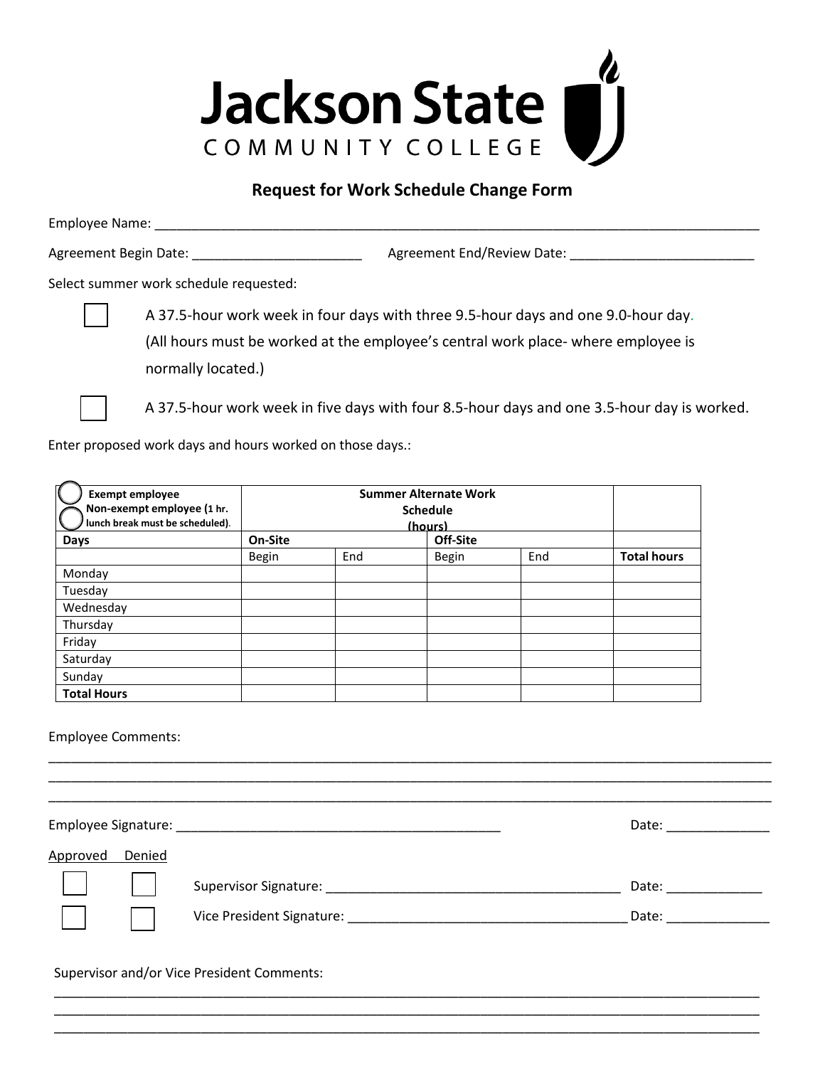# Jackson State COMMUNITY COLLEGE

## Request for Work Schedule Change Form

Employee Name: ____________________________________________________________________________

Agreement Begin Date: ______________________ Agreement End/Review Date: ________________________

Select summer work schedule requested:

☐ A 37.5-hour work week in four days with three 9.5-hour days and one 9.0-hour day. (All hours must be worked at the employee's central work place- where employee is normally located.)

☐ A 37.5-hour work week in five days with four 8.5-hour days and one 3.5-hour day is worked.

Enter proposed work days and hours worked on those days.:

| ◯ Exempt employee<br>◯ Non-exempt employee (1 hr. lunch break must be scheduled). | Summer Alternate Work Schedule (hours) | | | | |
|---|---|---|---|---|---|
| **Days** | **On-Site** | | **Off-Site** | | |
| | Begin | End | Begin | End | **Total hours** |
| Monday | | | | | |
| Tuesday | | | | | |
| Wednesday | | | | | |
| Thursday | | | | | |
| Friday | | | | | |
| Saturday | | | | | |
| Sunday | | | | | |
| **Total Hours** | | | | | |

Employee Comments:

_____________________________________________________________________________________________
_____________________________________________________________________________________________
_____________________________________________________________________________________________

Employee Signature: ____________________________________________ Date: ______________

Approved Denied

☐ ☐ Supervisor Signature: ________________________________________ Date: _____________

☐ ☐ Vice President Signature: _____________________________________ Date: ______________

Supervisor and/or Vice President Comments:

_____________________________________________________________________________________________
_____________________________________________________________________________________________
_____________________________________________________________________________________________